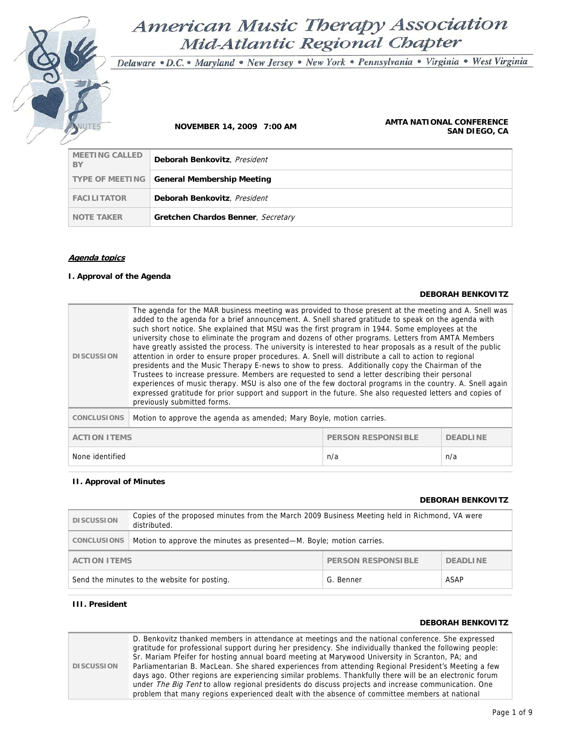# American Music Therapy Association
## Mid-Atlantic Regional Chapter

*Delaware • D.C. • Maryland • New Jersey • New York • Pennsylvania • Virginia • West Virginia*

MINUTES

**NOVEMBER 14, 2009 7:00 AM**

**AMTA NATIONAL CONFERENCE**
**SAN DIEGO, CA**

| | |
|---|---|
| MEETING CALLED BY | **Deborah Benkovitz**, *President* |
| TYPE OF MEETING | **General Membership Meeting** |
| FACILITATOR | **Deborah Benkovitz**, *President* |
| NOTE TAKER | **Gretchen Chardos Benner**, *Secretary* |

***Agenda topics***

### I. Approval of the Agenda

**DEBORAH BENKOVITZ**

| | |
|---|---|
| DISCUSSION | The agenda for the MAR business meeting was provided to those present at the meeting and A. Snell was added to the agenda for a brief announcement. A. Snell shared gratitude to speak on the agenda with such short notice. She explained that MSU was the first program in 1944. Some employees at the university chose to eliminate the program and dozens of other programs. Letters from AMTA Members have greatly assisted the process. The university is interested to hear proposals as a result of the public attention in order to ensure proper procedures. A. Snell will distribute a call to action to regional presidents and the Music Therapy E-news to show to press. Additionally copy the Chairman of the Trustees to increase pressure. Members are requested to send a letter describing their personal experiences of music therapy. MSU is also one of the few doctoral programs in the country. A. Snell again expressed gratitude for prior support and support in the future. She also requested letters and copies of previously submitted forms. |
| CONCLUSIONS | Motion to approve the agenda as amended; Mary Boyle, motion carries. |

| ACTION ITEMS | PERSON RESPONSIBLE | DEADLINE |
|---|---|---|
| None identified | n/a | n/a |

### II. Approval of Minutes

**DEBORAH BENKOVITZ**

| | |
|---|---|
| DISCUSSION | Copies of the proposed minutes from the March 2009 Business Meeting held in Richmond, VA were distributed. |
| CONCLUSIONS | Motion to approve the minutes as presented—M. Boyle; motion carries. |

| ACTION ITEMS | PERSON RESPONSIBLE | DEADLINE |
|---|---|---|
| Send the minutes to the website for posting. | G. Benner | ASAP |

### III. President

**DEBORAH BENKOVITZ**

| | |
|---|---|
| DISCUSSION | D. Benkovitz thanked members in attendance at meetings and the national conference. She expressed gratitude for professional support during her presidency. She individually thanked the following people: Sr. Mariam Pfeifer for hosting annual board meeting at Marywood University in Scranton, PA; and Parliamentarian B. MacLean. She shared experiences from attending Regional President's Meeting a few days ago. Other regions are experiencing similar problems. Thankfully there will be an electronic forum under *The Big Tent* to allow regional presidents do discuss projects and increase communication. One problem that many regions experienced dealt with the absence of committee members at national |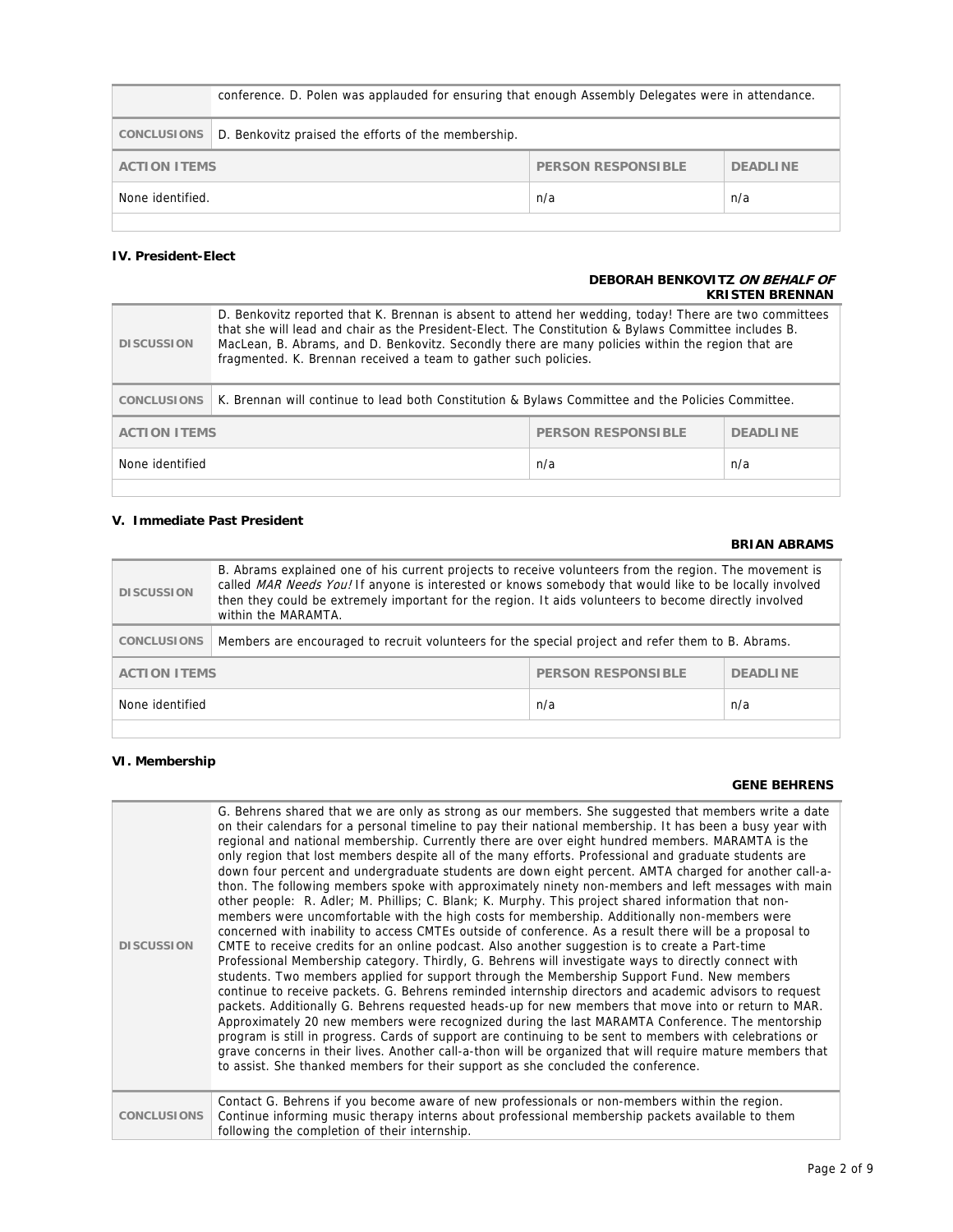| | conference. D. Polen was applauded for ensuring that enough Assembly Delegates were in attendance. | | |
|---|---|---|---|
| **CONCLUSIONS** | D. Benkovitz praised the efforts of the membership. | | |

| ACTION ITEMS | PERSON RESPONSIBLE | DEADLINE |
|---|---|---|
| None identified. | n/a | n/a |

### IV. President-Elect

**DEBORAH BENKOVITZ *ON BEHALF OF* KRISTEN BRENNAN**

| | |
|---|---|
| **DISCUSSION** | D. Benkovitz reported that K. Brennan is absent to attend her wedding, today! There are two committees that she will lead and chair as the President-Elect. The Constitution & Bylaws Committee includes B. MacLean, B. Abrams, and D. Benkovitz. Secondly there are many policies within the region that are fragmented. K. Brennan received a team to gather such policies. |
| **CONCLUSIONS** | K. Brennan will continue to lead both Constitution & Bylaws Committee and the Policies Committee. |

| ACTION ITEMS | PERSON RESPONSIBLE | DEADLINE |
|---|---|---|
| None identified | n/a | n/a |

### V. Immediate Past President

**BRIAN ABRAMS**

| | |
|---|---|
| **DISCUSSION** | B. Abrams explained one of his current projects to receive volunteers from the region. The movement is called *MAR Needs You!* If anyone is interested or knows somebody that would like to be locally involved then they could be extremely important for the region. It aids volunteers to become directly involved within the MARAMTA. |
| **CONCLUSIONS** | Members are encouraged to recruit volunteers for the special project and refer them to B. Abrams. |

| ACTION ITEMS | PERSON RESPONSIBLE | DEADLINE |
|---|---|---|
| None identified | n/a | n/a |

### VI. Membership

**GENE BEHRENS**

| | |
|---|---|
| **DISCUSSION** | G. Behrens shared that we are only as strong as our members. She suggested that members write a date on their calendars for a personal timeline to pay their national membership. It has been a busy year with regional and national membership. Currently there are over eight hundred members. MARAMTA is the only region that lost members despite all of the many efforts. Professional and graduate students are down four percent and undergraduate students are down eight percent. AMTA charged for another call-a-thon. The following members spoke with approximately ninety non-members and left messages with main other people: R. Adler; M. Phillips; C. Blank; K. Murphy. This project shared information that non-members were uncomfortable with the high costs for membership. Additionally non-members were concerned with inability to access CMTEs outside of conference. As a result there will be a proposal to CMTE to receive credits for an online podcast. Also another suggestion is to create a Part-time Professional Membership category. Thirdly, G. Behrens will investigate ways to directly connect with students. Two members applied for support through the Membership Support Fund. New members continue to receive packets. G. Behrens reminded internship directors and academic advisors to request packets. Additionally G. Behrens requested heads-up for new members that move into or return to MAR. Approximately 20 new members were recognized during the last MARAMTA Conference. The mentorship program is still in progress. Cards of support are continuing to be sent to members with celebrations or grave concerns in their lives. Another call-a-thon will be organized that will require mature members that to assist. She thanked members for their support as she concluded the conference. |
| **CONCLUSIONS** | Contact G. Behrens if you become aware of new professionals or non-members within the region. Continue informing music therapy interns about professional membership packets available to them following the completion of their internship. |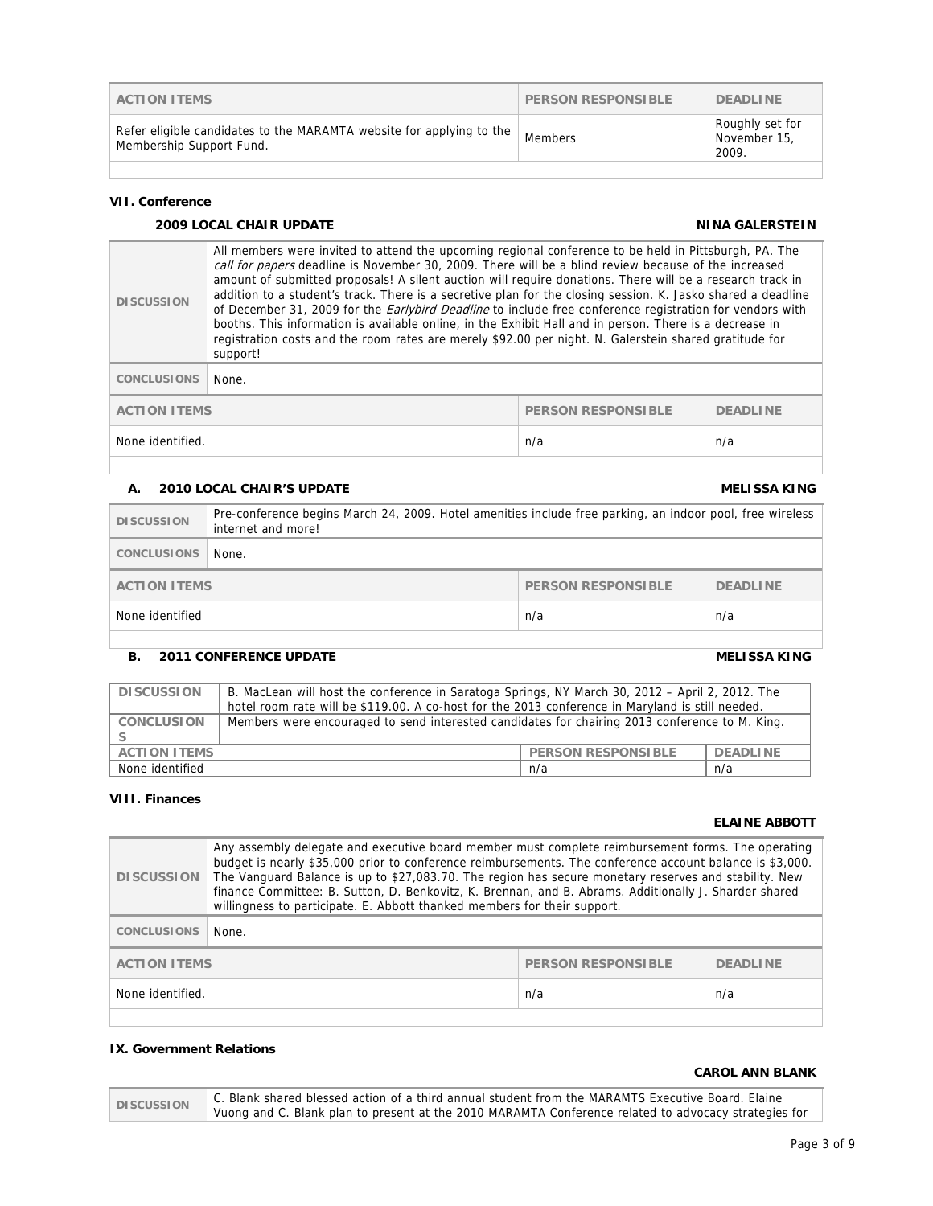| ACTION ITEMS | PERSON RESPONSIBLE | DEADLINE |
|---|---|---|
| Refer eligible candidates to the MARAMTA website for applying to the Membership Support Fund. | Members | Roughly set for November 15, 2009. |

### VII. Conference

#### 2009 LOCAL CHAIR UPDATE — NINA GALERSTEIN

| DISCUSSION | All members were invited to attend the upcoming regional conference to be held in Pittsburgh, PA. The *call for papers* deadline is November 30, 2009. There will be a blind review because of the increased amount of submitted proposals! A silent auction will require donations. There will be a research track in addition to a student's track. There is a secretive plan for the closing session. K. Jasko shared a deadline of December 31, 2009 for the *Earlybird Deadline* to include free conference registration for vendors with booths. This information is available online, in the Exhibit Hall and in person. There is a decrease in registration costs and the room rates are merely $92.00 per night. N. Galerstein shared gratitude for support! |
|---|---|
| CONCLUSIONS | None. |

| ACTION ITEMS | PERSON RESPONSIBLE | DEADLINE |
|---|---|---|
| None identified. | n/a | n/a |

#### A. 2010 LOCAL CHAIR'S UPDATE — MELISSA KING

| DISCUSSION | Pre-conference begins March 24, 2009. Hotel amenities include free parking, an indoor pool, free wireless internet and more! |
|---|---|
| CONCLUSIONS | None. |

| ACTION ITEMS | PERSON RESPONSIBLE | DEADLINE |
|---|---|---|
| None identified | n/a | n/a |

#### B. 2011 CONFERENCE UPDATE — MELISSA KING

| DISCUSSION | B. MacLean will host the conference in Saratoga Springs, NY March 30, 2012 – April 2, 2012. The hotel room rate will be $119.00. A co-host for the 2013 conference in Maryland is still needed. |
|---|---|
| CONCLUSIONS | Members were encouraged to send interested candidates for chairing 2013 conference to M. King. |

| ACTION ITEMS | PERSON RESPONSIBLE | DEADLINE |
|---|---|---|
| None identified | n/a | n/a |

### VIII. Finances

**ELAINE ABBOTT**

| DISCUSSION | Any assembly delegate and executive board member must complete reimbursement forms. The operating budget is nearly $35,000 prior to conference reimbursements. The conference account balance is $3,000. The Vanguard Balance is up to $27,083.70. The region has secure monetary reserves and stability. New finance Committee: B. Sutton, D. Benkovitz, K. Brennan, and B. Abrams. Additionally J. Sharder shared willingness to participate. E. Abbott thanked members for their support. |
|---|---|
| CONCLUSIONS | None. |

| ACTION ITEMS | PERSON RESPONSIBLE | DEADLINE |
|---|---|---|
| None identified. | n/a | n/a |

### IX. Government Relations

**CAROL ANN BLANK**

| DISCUSSION | C. Blank shared blessed action of a third annual student from the MARAMTS Executive Board. Elaine Vuong and C. Blank plan to present at the 2010 MARAMTA Conference related to advocacy strategies for |
|---|---|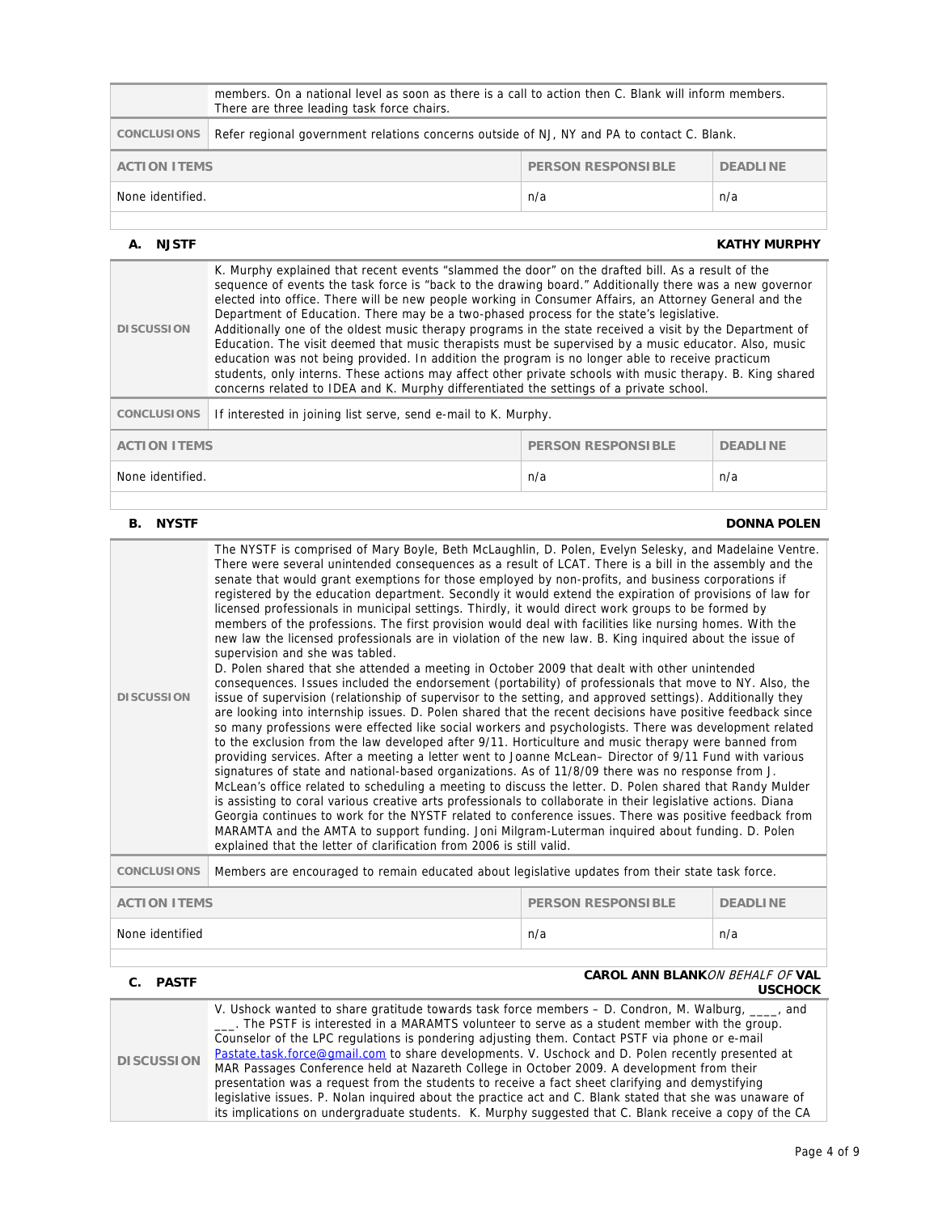| | |
|---|---|
| | members. On a national level as soon as there is a call to action then C. Blank will inform members. There are three leading task force chairs. |
| CONCLUSIONS | Refer regional government relations concerns outside of NJ, NY and PA to contact C. Blank. |

| ACTION ITEMS | PERSON RESPONSIBLE | DEADLINE |
|---|---|---|
| None identified. | n/a | n/a |

### A. NJSTF — KATHY MURPHY

| | |
|---|---|
| DISCUSSION | K. Murphy explained that recent events "slammed the door" on the drafted bill. As a result of the sequence of events the task force is "back to the drawing board." Additionally there was a new governor elected into office. There will be new people working in Consumer Affairs, an Attorney General and the Department of Education. There may be a two-phased process for the state's legislative. Additionally one of the oldest music therapy programs in the state received a visit by the Department of Education. The visit deemed that music therapists must be supervised by a music educator. Also, music education was not being provided. In addition the program is no longer able to receive practicum students, only interns. These actions may affect other private schools with music therapy. B. King shared concerns related to IDEA and K. Murphy differentiated the settings of a private school. |
| CONCLUSIONS | If interested in joining list serve, send e-mail to K. Murphy. |

| ACTION ITEMS | PERSON RESPONSIBLE | DEADLINE |
|---|---|---|
| None identified. | n/a | n/a |

### B. NYSTF — DONNA POLEN

| | |
|---|---|
| DISCUSSION | The NYSTF is comprised of Mary Boyle, Beth McLaughlin, D. Polen, Evelyn Selesky, and Madelaine Ventre. There were several unintended consequences as a result of LCAT. There is a bill in the assembly and the senate that would grant exemptions for those employed by non-profits, and business corporations if registered by the education department. Secondly it would extend the expiration of provisions of law for licensed professionals in municipal settings. Thirdly, it would direct work groups to be formed by members of the professions. The first provision would deal with facilities like nursing homes. With the new law the licensed professionals are in violation of the new law. B. King inquired about the issue of supervision and she was tabled.<br>D. Polen shared that she attended a meeting in October 2009 that dealt with other unintended consequences. Issues included the endorsement (portability) of professionals that move to NY. Also, the issue of supervision (relationship of supervisor to the setting, and approved settings). Additionally they are looking into internship issues. D. Polen shared that the recent decisions have positive feedback since so many professions were effected like social workers and psychologists. There was development related to the exclusion from the law developed after 9/11. Horticulture and music therapy were banned from providing services. After a meeting a letter went to Joanne McLean– Director of 9/11 Fund with various signatures of state and national-based organizations. As of 11/8/09 there was no response from J. McLean's office related to scheduling a meeting to discuss the letter. D. Polen shared that Randy Mulder is assisting to coral various creative arts professionals to collaborate in their legislative actions. Diana Georgia continues to work for the NYSTF related to conference issues. There was positive feedback from MARAMTA and the AMTA to support funding. Joni Milgram-Luterman inquired about funding. D. Polen explained that the letter of clarification from 2006 is still valid. |
| CONCLUSIONS | Members are encouraged to remain educated about legislative updates from their state task force. |

| ACTION ITEMS | PERSON RESPONSIBLE | DEADLINE |
|---|---|---|
| None identified | n/a | n/a |

### C. PASTF — CAROL ANN BLANK *ON BEHALF OF* VAL USCHOCK

| | |
|---|---|
| DISCUSSION | V. Ushock wanted to share gratitude towards task force members – D. Condron, M. Walburg, ____, and ___. The PSTF is interested in a MARAMTS volunteer to serve as a student member with the group. Counselor of the LPC regulations is pondering adjusting them. Contact PSTF via phone or e-mail Pastate.task.force@gmail.com to share developments. V. Uschock and D. Polen recently presented at MAR Passages Conference held at Nazareth College in October 2009. A development from their presentation was a request from the students to receive a fact sheet clarifying and demystifying legislative issues. P. Nolan inquired about the practice act and C. Blank stated that she was unaware of its implications on undergraduate students. K. Murphy suggested that C. Blank receive a copy of the CA |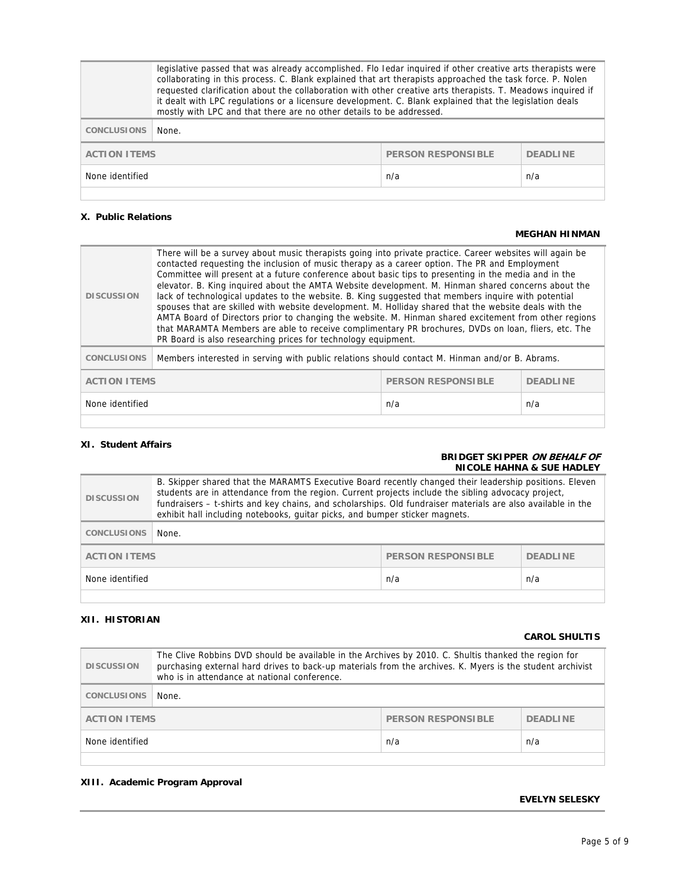| | |
|---|---|
| | legislative passed that was already accomplished. Flo Iedar inquired if other creative arts therapists were collaborating in this process. C. Blank explained that art therapists approached the task force. P. Nolen requested clarification about the collaboration with other creative arts therapists. T. Meadows inquired if it dealt with LPC regulations or a licensure development. C. Blank explained that the legislation deals mostly with LPC and that there are no other details to be addressed. |
| CONCLUSIONS | None. |

| ACTION ITEMS | PERSON RESPONSIBLE | DEADLINE |
|---|---|---|
| None identified | n/a | n/a |

### X. Public Relations

**MEGHAN HINMAN**

| | |
|---|---|
| DISCUSSION | There will be a survey about music therapists going into private practice. Career websites will again be contacted requesting the inclusion of music therapy as a career option. The PR and Employment Committee will present at a future conference about basic tips to presenting in the media and in the elevator. B. King inquired about the AMTA Website development. M. Hinman shared concerns about the lack of technological updates to the website. B. King suggested that members inquire with potential spouses that are skilled with website development. M. Holliday shared that the website deals with the AMTA Board of Directors prior to changing the website. M. Hinman shared excitement from other regions that MARAMTA Members are able to receive complimentary PR brochures, DVDs on loan, fliers, etc. The PR Board is also researching prices for technology equipment. |
| CONCLUSIONS | Members interested in serving with public relations should contact M. Hinman and/or B. Abrams. |

| ACTION ITEMS | PERSON RESPONSIBLE | DEADLINE |
|---|---|---|
| None identified | n/a | n/a |

### XI. Student Affairs

**BRIDGET SKIPPER *ON BEHALF OF* NICOLE HAHNA & SUE HADLEY**

| | |
|---|---|
| DISCUSSION | B. Skipper shared that the MARAMTS Executive Board recently changed their leadership positions. Eleven students are in attendance from the region. Current projects include the sibling advocacy project, fundraisers – t-shirts and key chains, and scholarships. Old fundraiser materials are also available in the exhibit hall including notebooks, guitar picks, and bumper sticker magnets. |
| CONCLUSIONS | None. |

| ACTION ITEMS | PERSON RESPONSIBLE | DEADLINE |
|---|---|---|
| None identified | n/a | n/a |

### XII. HISTORIAN

**CAROL SHULTIS**

| | |
|---|---|
| DISCUSSION | The Clive Robbins DVD should be available in the Archives by 2010. C. Shultis thanked the region for purchasing external hard drives to back-up materials from the archives. K. Myers is the student archivist who is in attendance at national conference. |
| CONCLUSIONS | None. |

| ACTION ITEMS | PERSON RESPONSIBLE | DEADLINE |
|---|---|---|
| None identified | n/a | n/a |

### XIII. Academic Program Approval

**EVELYN SELESKY**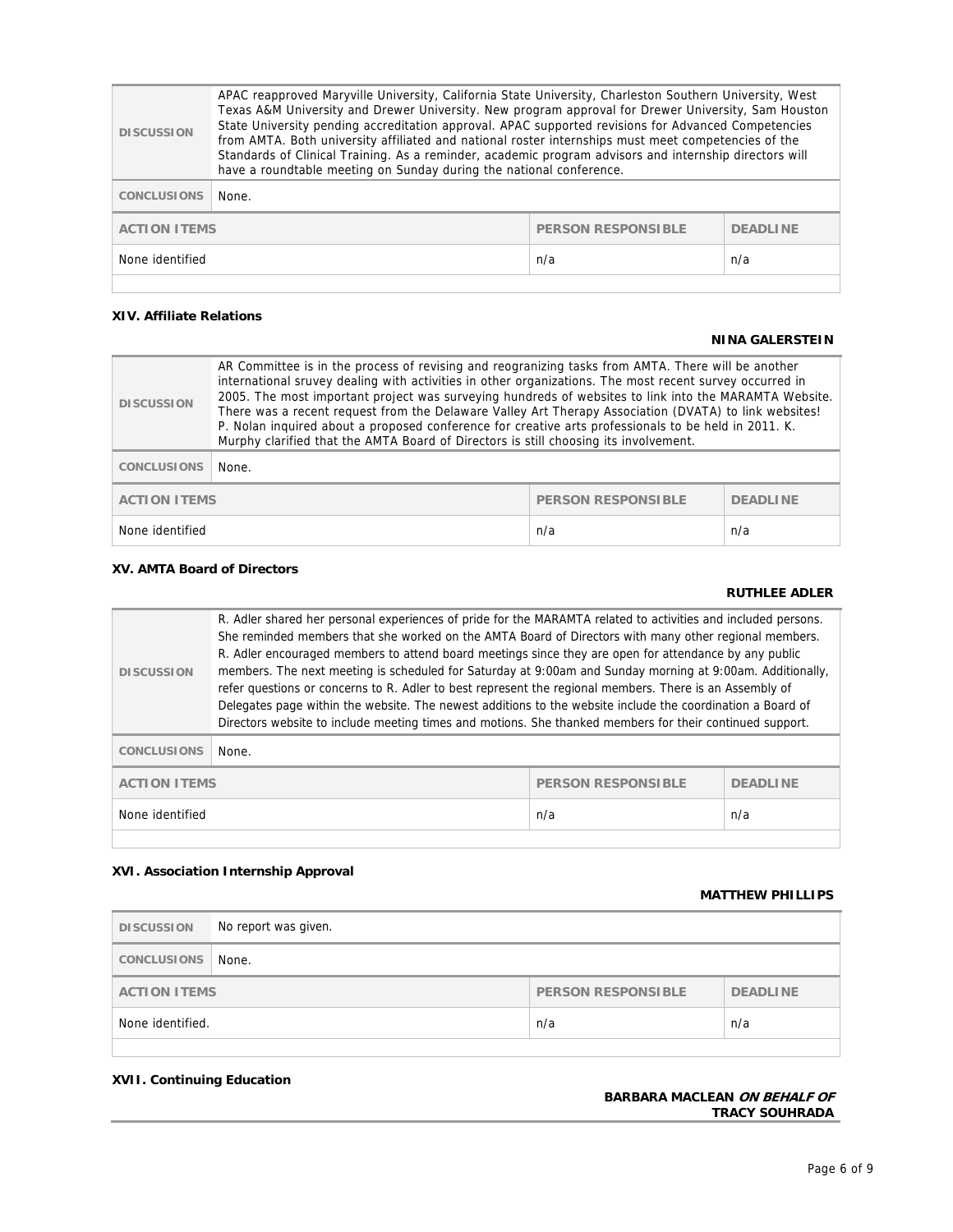| | | | |
|---|---|---|---|
| **DISCUSSION** | APAC reapproved Maryville University, California State University, Charleston Southern University, West Texas A&M University and Drewer University. New program approval for Drewer University, Sam Houston State University pending accreditation approval. APAC supported revisions for Advanced Competencies from AMTA. Both university affiliated and national roster internships must meet competencies of the Standards of Clinical Training. As a reminder, academic program advisors and internship directors will have a roundtable meeting on Sunday during the national conference. | | |
| **CONCLUSIONS** | None. | | |
| **ACTION ITEMS** | | **PERSON RESPONSIBLE** | **DEADLINE** |
| None identified | | n/a | n/a |

### XIV. Affiliate Relations

**NINA GALERSTEIN**

| | | | |
|---|---|---|---|
| **DISCUSSION** | AR Committee is in the process of revising and reorganizing tasks from AMTA. There will be another international sruvey dealing with activities in other organizations. The most recent survey occurred in 2005. The most important project was surveying hundreds of websites to link into the MARAMTA Website. There was a recent request from the Delaware Valley Art Therapy Association (DVATA) to link websites! P. Nolan inquired about a proposed conference for creative arts professionals to be held in 2011. K. Murphy clarified that the AMTA Board of Directors is still choosing its involvement. | | |
| **CONCLUSIONS** | None. | | |
| **ACTION ITEMS** | | **PERSON RESPONSIBLE** | **DEADLINE** |
| None identified | | n/a | n/a |

### XV. AMTA Board of Directors

**RUTHLEE ADLER**

| | | | |
|---|---|---|---|
| **DISCUSSION** | R. Adler shared her personal experiences of pride for the MARAMTA related to activities and included persons. She reminded members that she worked on the AMTA Board of Directors with many other regional members. R. Adler encouraged members to attend board meetings since they are open for attendance by any public members. The next meeting is scheduled for Saturday at 9:00am and Sunday morning at 9:00am. Additionally, refer questions or concerns to R. Adler to best represent the regional members. There is an Assembly of Delegates page within the website. The newest additions to the website include the coordination a Board of Directors website to include meeting times and motions. She thanked members for their continued support. | | |
| **CONCLUSIONS** | None. | | |
| **ACTION ITEMS** | | **PERSON RESPONSIBLE** | **DEADLINE** |
| None identified | | n/a | n/a |

### XVI. Association Internship Approval

**MATTHEW PHILLIPS**

| | | | |
|---|---|---|---|
| **DISCUSSION** | No report was given. | | |
| **CONCLUSIONS** | None. | | |
| **ACTION ITEMS** | | **PERSON RESPONSIBLE** | **DEADLINE** |
| None identified. | | n/a | n/a |

### XVII. Continuing Education

**BARBARA MACLEAN *ON BEHALF OF* TRACY SOUHRADA**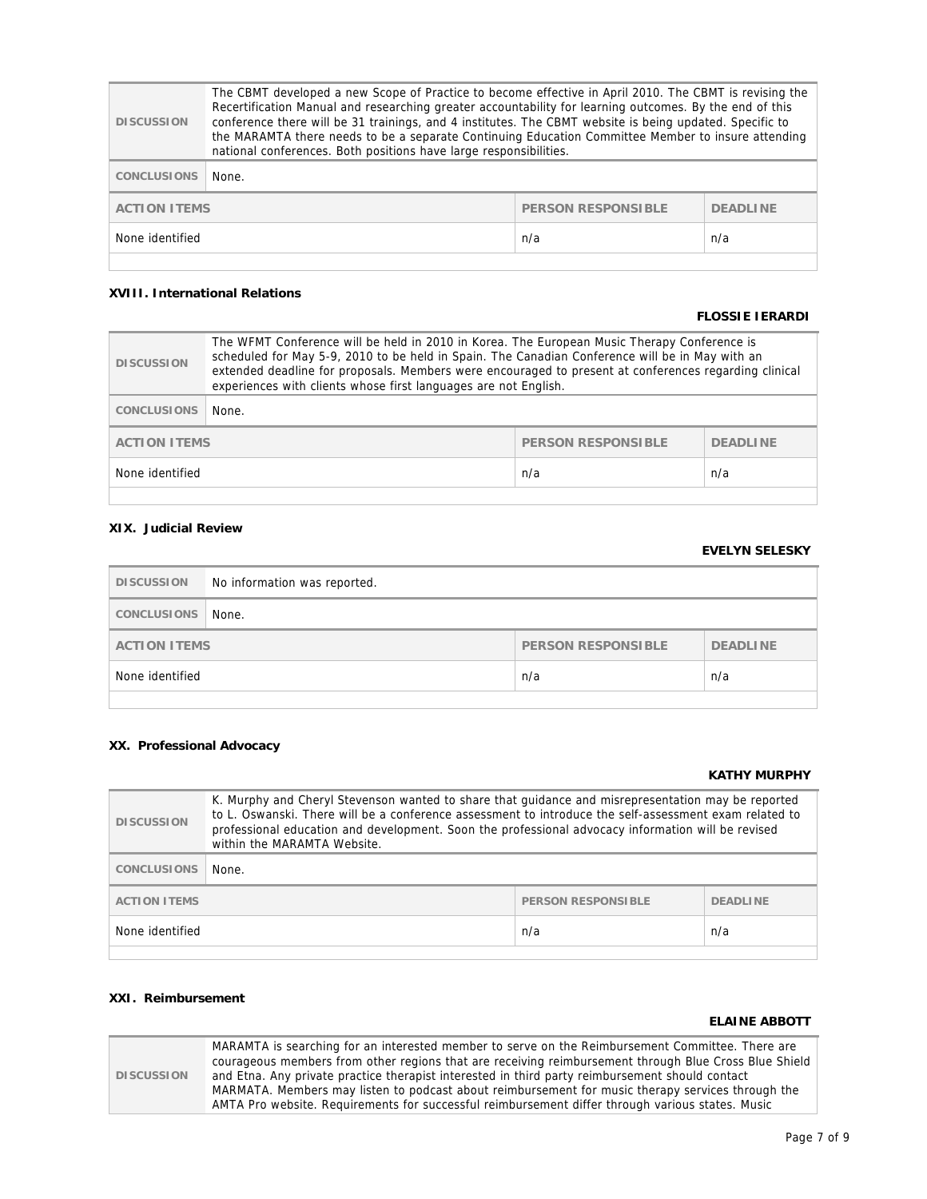| DISCUSSION | The CBMT developed a new Scope of Practice to become effective in April 2010. The CBMT is revising the Recertification Manual and researching greater accountability for learning outcomes. By the end of this conference there will be 31 trainings, and 4 institutes. The CBMT website is being updated. Specific to the MARAMTA there needs to be a separate Continuing Education Committee Member to insure attending national conferences. Both positions have large responsibilities. | | |
|---|---|---|---|
| CONCLUSIONS | None. | | |
| ACTION ITEMS | | PERSON RESPONSIBLE | DEADLINE |
| None identified | | n/a | n/a |

**XVIII. International Relations**

**FLOSSIE IERARDI**

| DISCUSSION | The WFMT Conference will be held in 2010 in Korea. The European Music Therapy Conference is scheduled for May 5-9, 2010 to be held in Spain. The Canadian Conference will be in May with an extended deadline for proposals. Members were encouraged to present at conferences regarding clinical experiences with clients whose first languages are not English. | | |
|---|---|---|---|
| CONCLUSIONS | None. | | |
| ACTION ITEMS | | PERSON RESPONSIBLE | DEADLINE |
| None identified | | n/a | n/a |

**XIX. Judicial Review**

**EVELYN SELESKY**

| DISCUSSION | No information was reported. | | |
|---|---|---|---|
| CONCLUSIONS | None. | | |
| ACTION ITEMS | | PERSON RESPONSIBLE | DEADLINE |
| None identified | | n/a | n/a |

**XX. Professional Advocacy**

**KATHY MURPHY**

| DISCUSSION | K. Murphy and Cheryl Stevenson wanted to share that guidance and misrepresentation may be reported to L. Oswanski. There will be a conference assessment to introduce the self-assessment exam related to professional education and development. Soon the professional advocacy information will be revised within the MARAMTA Website. | | |
|---|---|---|---|
| CONCLUSIONS | None. | | |
| ACTION ITEMS | | PERSON RESPONSIBLE | DEADLINE |
| None identified | | n/a | n/a |

**XXI. Reimbursement**

**ELAINE ABBOTT**

| DISCUSSION | MARAMTA is searching for an interested member to serve on the Reimbursement Committee. There are courageous members from other regions that are receiving reimbursement through Blue Cross Blue Shield and Etna. Any private practice therapist interested in third party reimbursement should contact MARMATA. Members may listen to podcast about reimbursement for music therapy services through the AMTA Pro website. Requirements for successful reimbursement differ through various states. Music |
|---|---|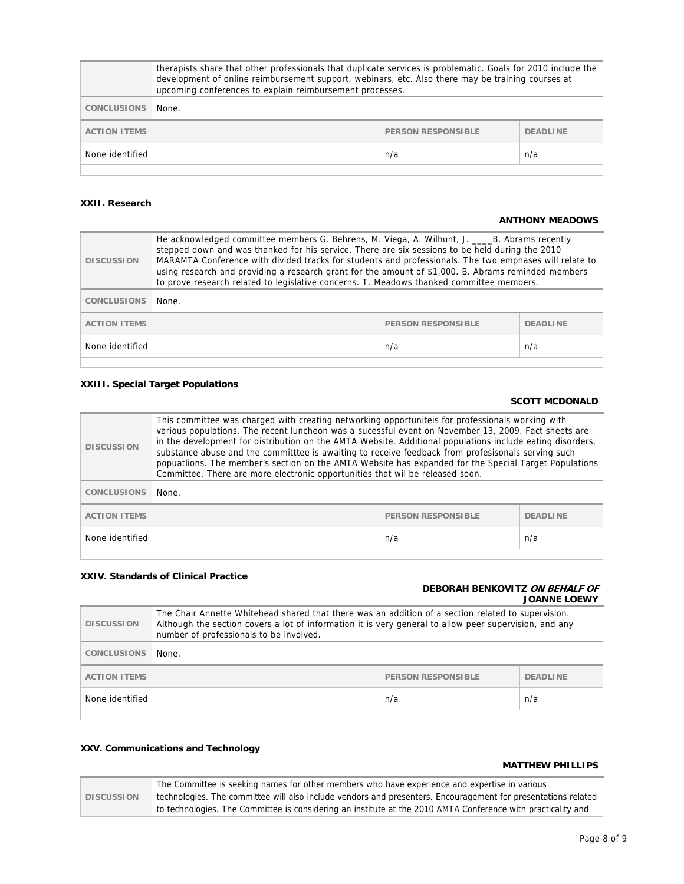| | therapists share that other professionals that duplicate services is problematic. Goals for 2010 include the development of online reimbursement support, webinars, etc. Also there may be training courses at upcoming conferences to explain reimbursement processes. | |
|---|---|---|
| **CONCLUSIONS** | None. | |
| **ACTION ITEMS** | **PERSON RESPONSIBLE** | **DEADLINE** |
| None identified | n/a | n/a |

### XXII. Research

**ANTHONY MEADOWS**

| **DISCUSSION** | He acknowledged committee members G. Behrens, M. Viega, A. Wilhunt, J. ____B. Abrams recently stepped down and was thanked for his service. There are six sessions to be held during the 2010 MARAMTA Conference with divided tracks for students and professionals. The two emphases will relate to using research and providing a research grant for the amount of $1,000. B. Abrams reminded members to prove research related to legislative concerns. T. Meadows thanked committee members. | |
|---|---|---|
| **CONCLUSIONS** | None. | |
| **ACTION ITEMS** | **PERSON RESPONSIBLE** | **DEADLINE** |
| None identified | n/a | n/a |

### XXIII. Special Target Populations

**SCOTT MCDONALD**

| **DISCUSSION** | This committee was charged with creating networking opportuniteis for professionals working with various populations. The recent luncheon was a sucessful event on November 13, 2009. Fact sheets are in the development for distribution on the AMTA Website. Additional populations include eating disorders, substance abuse and the committtee is awaiting to receive feedback from profesisonals serving such popuatlions. The member's section on the AMTA Website has expanded for the Special Target Populations Committee. There are more electronic opportunities that wil be released soon. | |
|---|---|---|
| **CONCLUSIONS** | None. | |
| **ACTION ITEMS** | **PERSON RESPONSIBLE** | **DEADLINE** |
| None identified | n/a | n/a |

### XXIV. Standards of Clinical Practice

**DEBORAH BENKOVITZ *ON BEHALF OF* JOANNE LOEWY**

| **DISCUSSION** | The Chair Annette Whitehead shared that there was an addition of a section related to supervision. Although the section covers a lot of information it is very general to allow peer supervision, and any number of professionals to be involved. | |
|---|---|---|
| **CONCLUSIONS** | None. | |
| **ACTION ITEMS** | **PERSON RESPONSIBLE** | **DEADLINE** |
| None identified | n/a | n/a |

### XXV. Communications and Technology

**MATTHEW PHILLIPS**

| **DISCUSSION** | The Committee is seeking names for other members who have experience and expertise in various technologies. The committee will also include vendors and presenters. Encouragement for presentations related to technologies. The Committee is considering an institute at the 2010 AMTA Conference with practicality and |
|---|---|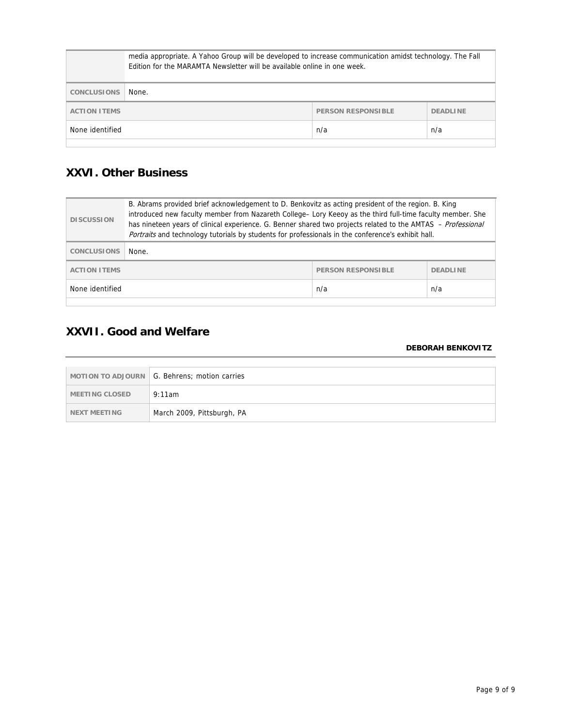| | | | |
|---|---|---|---|
| | media appropriate. A Yahoo Group will be developed to increase communication amidst technology. The Fall Edition for the MARAMTA Newsletter will be available online in one week. | | |
| CONCLUSIONS | None. | | |

| ACTION ITEMS | PERSON RESPONSIBLE | DEADLINE |
|---|---|---|
| None identified | n/a | n/a |

## XXVI. Other Business

| | |
|---|---|
| DISCUSSION | B. Abrams provided brief acknowledgement to D. Benkovitz as acting president of the region. B. King introduced new faculty member from Nazareth College– Lory Keeoy as the third full-time faculty member. She has nineteen years of clinical experience. G. Benner shared two projects related to the AMTAS – *Professional Portraits* and technology tutorials by students for professionals in the conference's exhibit hall. |
| CONCLUSIONS | None. |

| ACTION ITEMS | PERSON RESPONSIBLE | DEADLINE |
|---|---|---|
| None identified | n/a | n/a |

## XXVII. Good and Welfare

**DEBORAH BENKOVITZ**

| | |
|---|---|
| MOTION TO ADJOURN | G. Behrens; motion carries |
| MEETING CLOSED | 9:11am |
| NEXT MEETING | March 2009, Pittsburgh, PA |